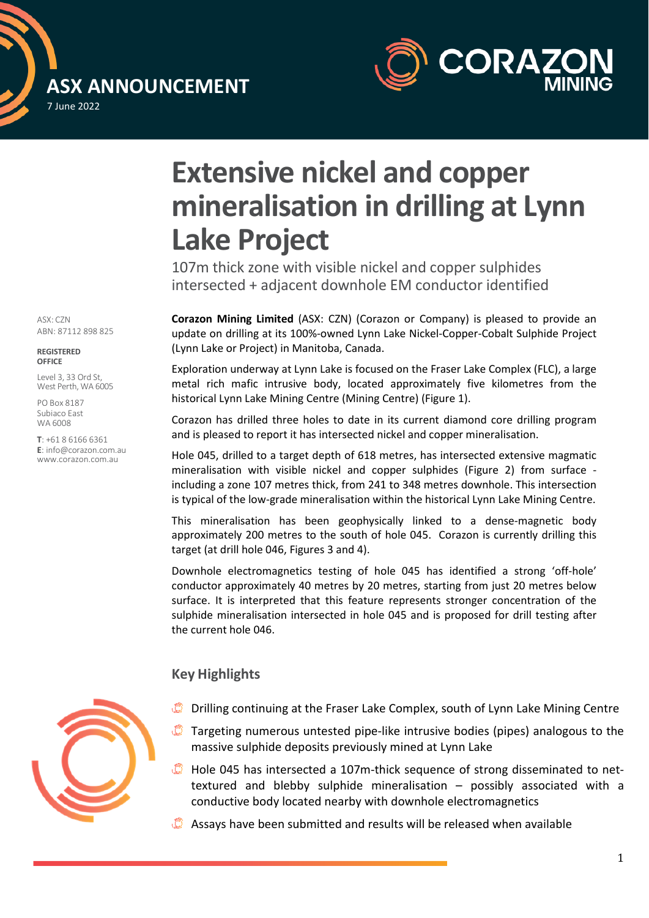ASX ANNOUNCEMENT

7 June 2022

CORAZON MINING

# Extensive nickel and copper mineralisation in drilling at Lynn Lake Project

107m thick zone with visible nickel and copper sulphides intersected + adjacent downhole EM conductor identified

ASX: CZN
ABN: 87112 898 825

**REGISTERED OFFICE**

Level 3, 33 Ord St,
West Perth, WA 6005

PO Box 8187
Subiaco East
WA 6008

**T**: +61 8 6166 6361
**E**: info@corazon.com.au
www.corazon.com.au

**Corazon Mining Limited** (ASX: CZN) (Corazon or Company) is pleased to provide an update on drilling at its 100%-owned Lynn Lake Nickel-Copper-Cobalt Sulphide Project (Lynn Lake or Project) in Manitoba, Canada.

Exploration underway at Lynn Lake is focused on the Fraser Lake Complex (FLC), a large metal rich mafic intrusive body, located approximately five kilometres from the historical Lynn Lake Mining Centre (Mining Centre) (Figure 1).

Corazon has drilled three holes to date in its current diamond core drilling program and is pleased to report it has intersected nickel and copper mineralisation.

Hole 045, drilled to a target depth of 618 metres, has intersected extensive magmatic mineralisation with visible nickel and copper sulphides (Figure 2) from surface - including a zone 107 metres thick, from 241 to 348 metres downhole. This intersection is typical of the low-grade mineralisation within the historical Lynn Lake Mining Centre.

This mineralisation has been geophysically linked to a dense-magnetic body approximately 200 metres to the south of hole 045. Corazon is currently drilling this target (at drill hole 046, Figures 3 and 4).

Downhole electromagnetics testing of hole 045 has identified a strong 'off-hole' conductor approximately 40 metres by 20 metres, starting from just 20 metres below surface. It is interpreted that this feature represents stronger concentration of the sulphide mineralisation intersected in hole 045 and is proposed for drill testing after the current hole 046.

## Key Highlights

- Drilling continuing at the Fraser Lake Complex, south of Lynn Lake Mining Centre
- Targeting numerous untested pipe-like intrusive bodies (pipes) analogous to the massive sulphide deposits previously mined at Lynn Lake
- Hole 045 has intersected a 107m-thick sequence of strong disseminated to net-textured and blebby sulphide mineralisation – possibly associated with a conductive body located nearby with downhole electromagnetics
- Assays have been submitted and results will be released when available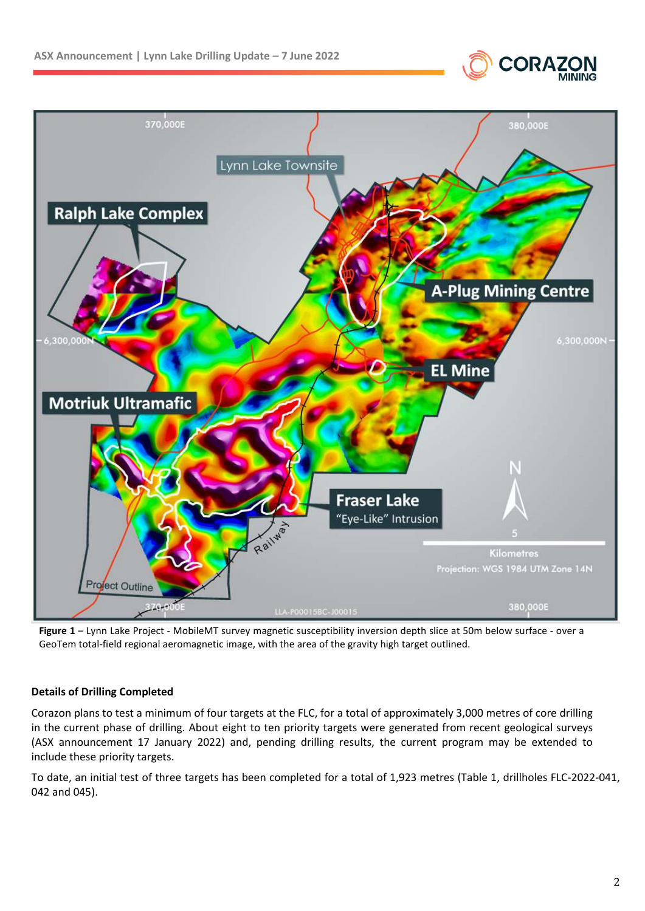**Figure 1** – Lynn Lake Project - MobileMT survey magnetic susceptibility inversion depth slice at 50m below surface - over a GeoTem total-field regional aeromagnetic image, with the area of the gravity high target outlined.

**Details of Drilling Completed**

Corazon plans to test a minimum of four targets at the FLC, for a total of approximately 3,000 metres of core drilling in the current phase of drilling. About eight to ten priority targets were generated from recent geological surveys (ASX announcement 17 January 2022) and, pending drilling results, the current program may be extended to include these priority targets.

To date, an initial test of three targets has been completed for a total of 1,923 metres (Table 1, drillholes FLC-2022-041, 042 and 045).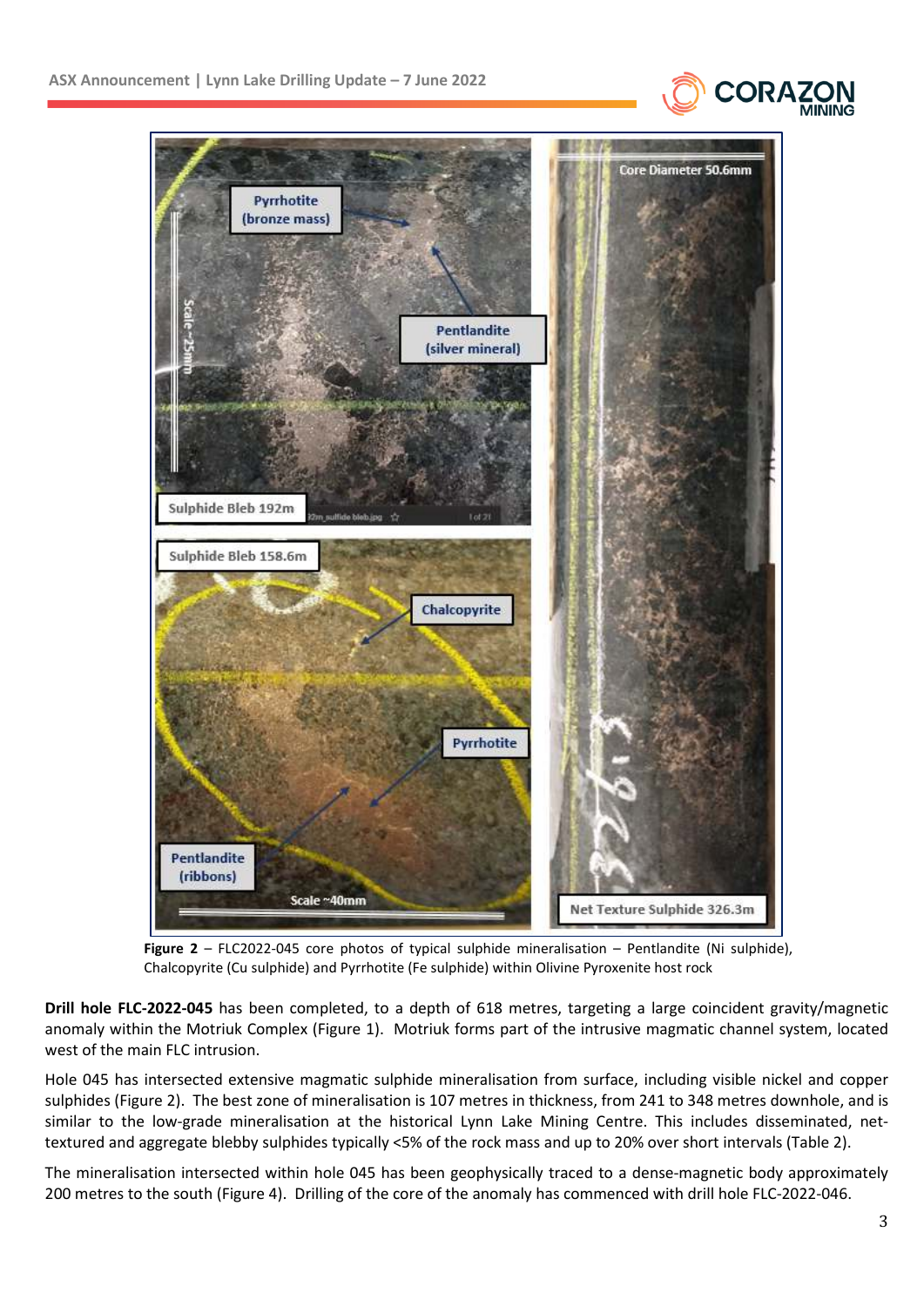**Figure 2** – FLC2022-045 core photos of typical sulphide mineralisation – Pentlandite (Ni sulphide), Chalcopyrite (Cu sulphide) and Pyrrhotite (Fe sulphide) within Olivine Pyroxenite host rock

**Drill hole FLC-2022-045** has been completed, to a depth of 618 metres, targeting a large coincident gravity/magnetic anomaly within the Motriuk Complex (Figure 1). Motriuk forms part of the intrusive magmatic channel system, located west of the main FLC intrusion.

Hole 045 has intersected extensive magmatic sulphide mineralisation from surface, including visible nickel and copper sulphides (Figure 2). The best zone of mineralisation is 107 metres in thickness, from 241 to 348 metres downhole, and is similar to the low-grade mineralisation at the historical Lynn Lake Mining Centre. This includes disseminated, net-textured and aggregate blebby sulphides typically <5% of the rock mass and up to 20% over short intervals (Table 2).

The mineralisation intersected within hole 045 has been geophysically traced to a dense-magnetic body approximately 200 metres to the south (Figure 4). Drilling of the core of the anomaly has commenced with drill hole FLC-2022-046.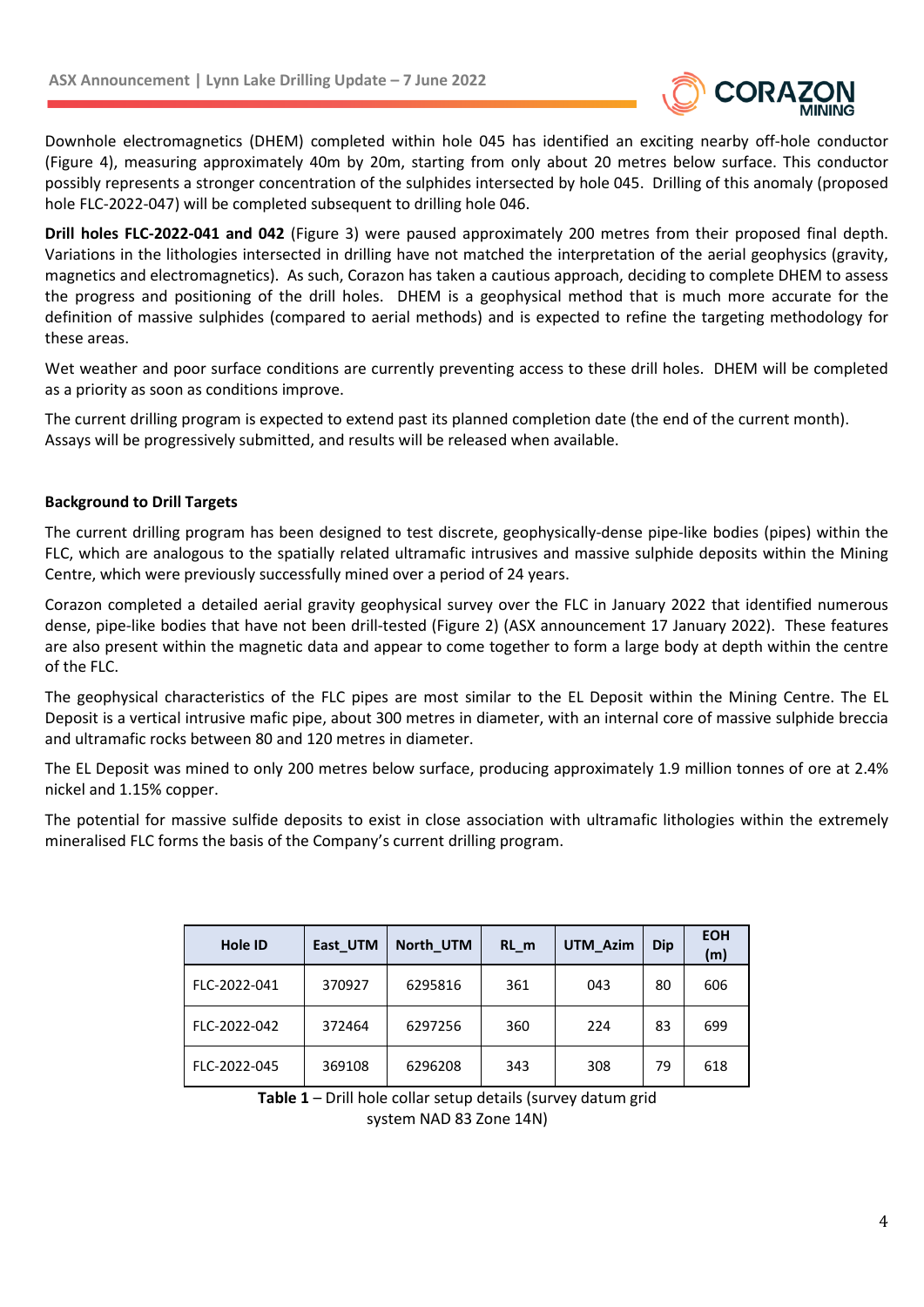Downhole electromagnetics (DHEM) completed within hole 045 has identified an exciting nearby off-hole conductor (Figure 4), measuring approximately 40m by 20m, starting from only about 20 metres below surface. This conductor possibly represents a stronger concentration of the sulphides intersected by hole 045. Drilling of this anomaly (proposed hole FLC-2022-047) will be completed subsequent to drilling hole 046.

**Drill holes FLC-2022-041 and 042** (Figure 3) were paused approximately 200 metres from their proposed final depth. Variations in the lithologies intersected in drilling have not matched the interpretation of the aerial geophysics (gravity, magnetics and electromagnetics). As such, Corazon has taken a cautious approach, deciding to complete DHEM to assess the progress and positioning of the drill holes. DHEM is a geophysical method that is much more accurate for the definition of massive sulphides (compared to aerial methods) and is expected to refine the targeting methodology for these areas.

Wet weather and poor surface conditions are currently preventing access to these drill holes. DHEM will be completed as a priority as soon as conditions improve.

The current drilling program is expected to extend past its planned completion date (the end of the current month). Assays will be progressively submitted, and results will be released when available.

**Background to Drill Targets**

The current drilling program has been designed to test discrete, geophysically-dense pipe-like bodies (pipes) within the FLC, which are analogous to the spatially related ultramafic intrusives and massive sulphide deposits within the Mining Centre, which were previously successfully mined over a period of 24 years.

Corazon completed a detailed aerial gravity geophysical survey over the FLC in January 2022 that identified numerous dense, pipe-like bodies that have not been drill-tested (Figure 2) (ASX announcement 17 January 2022). These features are also present within the magnetic data and appear to come together to form a large body at depth within the centre of the FLC.

The geophysical characteristics of the FLC pipes are most similar to the EL Deposit within the Mining Centre. The EL Deposit is a vertical intrusive mafic pipe, about 300 metres in diameter, with an internal core of massive sulphide breccia and ultramafic rocks between 80 and 120 metres in diameter.

The EL Deposit was mined to only 200 metres below surface, producing approximately 1.9 million tonnes of ore at 2.4% nickel and 1.15% copper.

The potential for massive sulfide deposits to exist in close association with ultramafic lithologies within the extremely mineralised FLC forms the basis of the Company's current drilling program.

| Hole ID | East_UTM | North_UTM | RL_m | UTM_Azim | Dip | EOH (m) |
|---|---|---|---|---|---|---|
| FLC-2022-041 | 370927 | 6295816 | 361 | 043 | 80 | 606 |
| FLC-2022-042 | 372464 | 6297256 | 360 | 224 | 83 | 699 |
| FLC-2022-045 | 369108 | 6296208 | 343 | 308 | 79 | 618 |

**Table 1** – Drill hole collar setup details (survey datum grid system NAD 83 Zone 14N)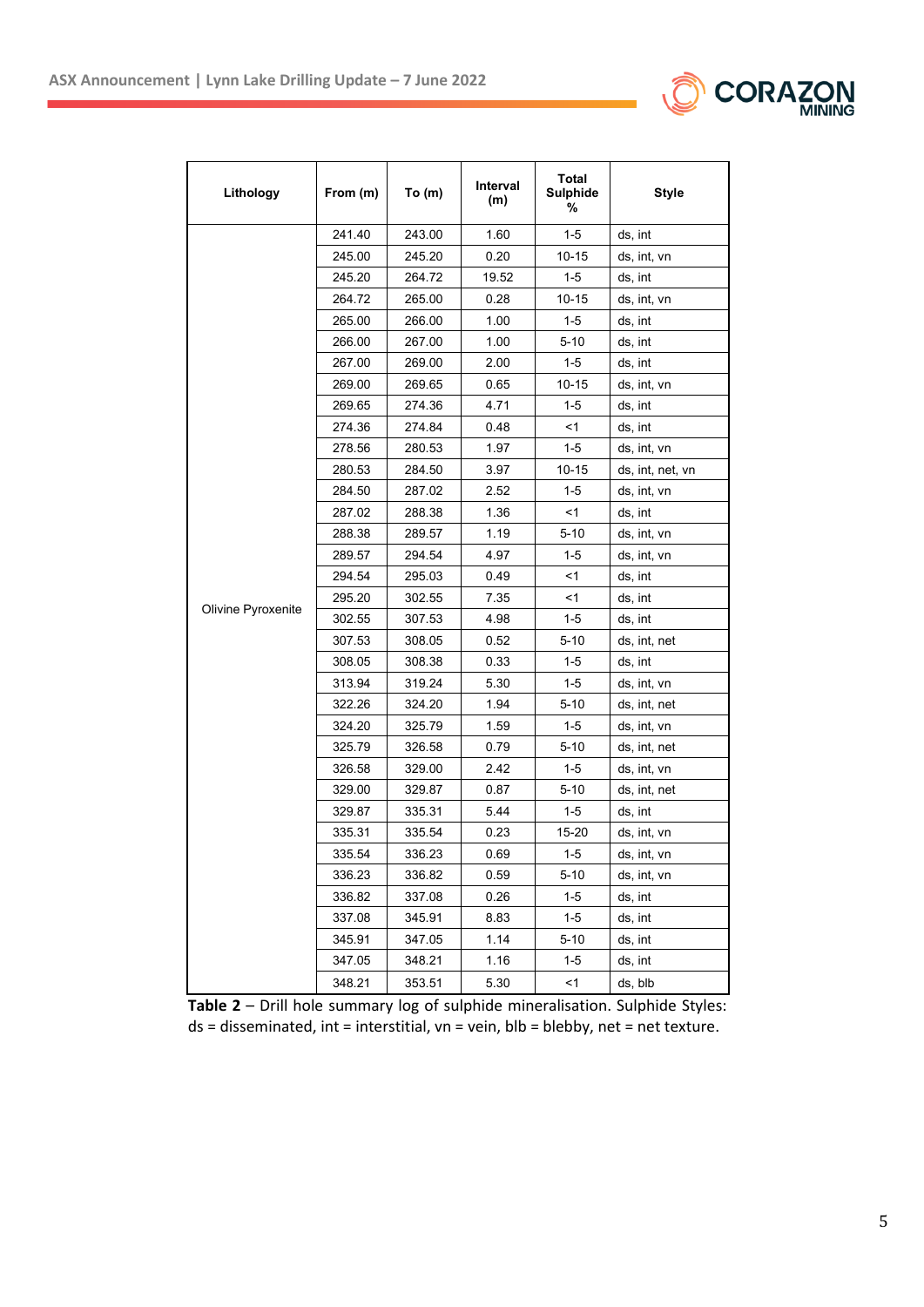| Lithology | From (m) | To (m) | Interval (m) | Total Sulphide % | Style |
|---|---|---|---|---|---|
| Olivine Pyroxenite | 241.40 | 243.00 | 1.60 | 1-5 | ds, int |
| | 245.00 | 245.20 | 0.20 | 10-15 | ds, int, vn |
| | 245.20 | 264.72 | 19.52 | 1-5 | ds, int |
| | 264.72 | 265.00 | 0.28 | 10-15 | ds, int, vn |
| | 265.00 | 266.00 | 1.00 | 1-5 | ds, int |
| | 266.00 | 267.00 | 1.00 | 5-10 | ds, int |
| | 267.00 | 269.00 | 2.00 | 1-5 | ds, int |
| | 269.00 | 269.65 | 0.65 | 10-15 | ds, int, vn |
| | 269.65 | 274.36 | 4.71 | 1-5 | ds, int |
| | 274.36 | 274.84 | 0.48 | <1 | ds, int |
| | 278.56 | 280.53 | 1.97 | 1-5 | ds, int, vn |
| | 280.53 | 284.50 | 3.97 | 10-15 | ds, int, net, vn |
| | 284.50 | 287.02 | 2.52 | 1-5 | ds, int, vn |
| | 287.02 | 288.38 | 1.36 | <1 | ds, int |
| | 288.38 | 289.57 | 1.19 | 5-10 | ds, int, vn |
| | 289.57 | 294.54 | 4.97 | 1-5 | ds, int, vn |
| | 294.54 | 295.03 | 0.49 | <1 | ds, int |
| | 295.20 | 302.55 | 7.35 | <1 | ds, int |
| | 302.55 | 307.53 | 4.98 | 1-5 | ds, int |
| | 307.53 | 308.05 | 0.52 | 5-10 | ds, int, net |
| | 308.05 | 308.38 | 0.33 | 1-5 | ds, int |
| | 313.94 | 319.24 | 5.30 | 1-5 | ds, int, vn |
| | 322.26 | 324.20 | 1.94 | 5-10 | ds, int, net |
| | 324.20 | 325.79 | 1.59 | 1-5 | ds, int, vn |
| | 325.79 | 326.58 | 0.79 | 5-10 | ds, int, net |
| | 326.58 | 329.00 | 2.42 | 1-5 | ds, int, vn |
| | 329.00 | 329.87 | 0.87 | 5-10 | ds, int, net |
| | 329.87 | 335.31 | 5.44 | 1-5 | ds, int |
| | 335.31 | 335.54 | 0.23 | 15-20 | ds, int, vn |
| | 335.54 | 336.23 | 0.69 | 1-5 | ds, int, vn |
| | 336.23 | 336.82 | 0.59 | 5-10 | ds, int, vn |
| | 336.82 | 337.08 | 0.26 | 1-5 | ds, int |
| | 337.08 | 345.91 | 8.83 | 1-5 | ds, int |
| | 345.91 | 347.05 | 1.14 | 5-10 | ds, int |
| | 347.05 | 348.21 | 1.16 | 1-5 | ds, int |
| | 348.21 | 353.51 | 5.30 | <1 | ds, blb |

**Table 2** – Drill hole summary log of sulphide mineralisation. Sulphide Styles: ds = disseminated, int = interstitial, vn = vein, blb = blebby, net = net texture.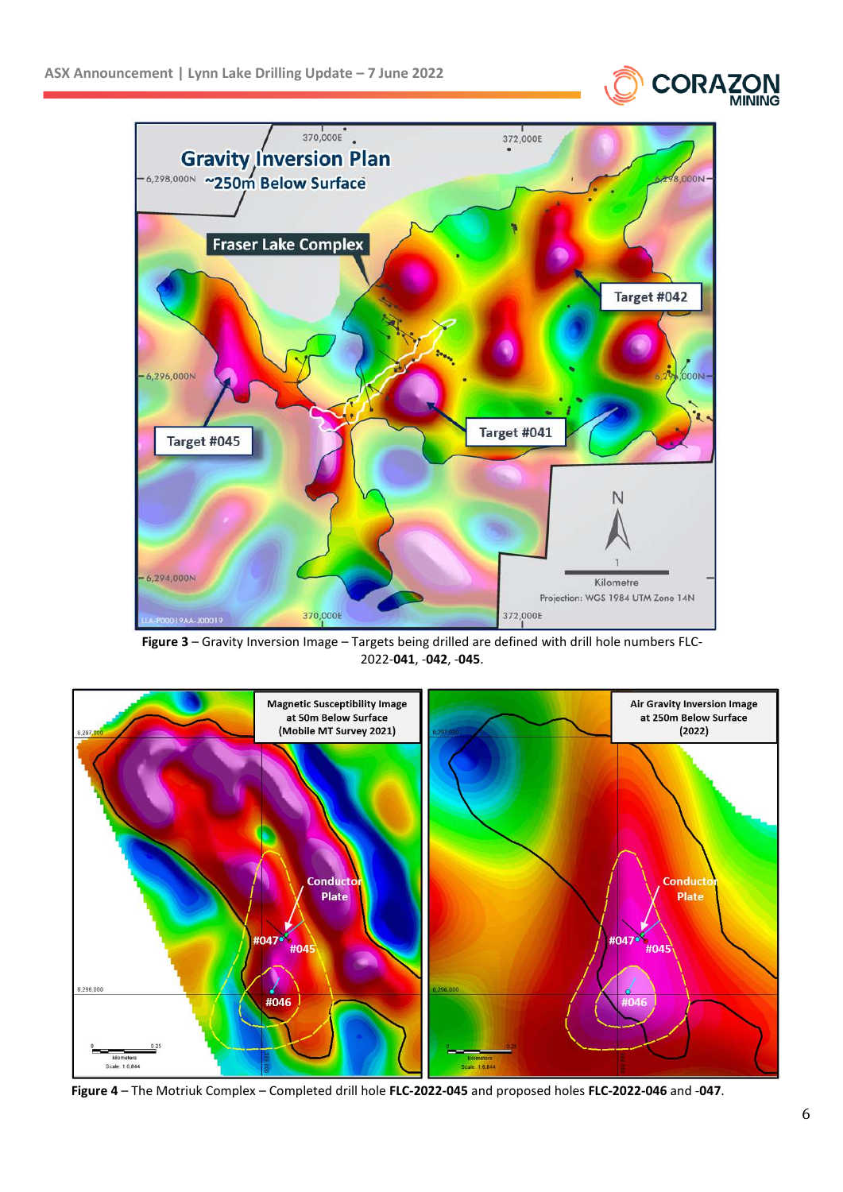**Figure 3** – Gravity Inversion Image – Targets being drilled are defined with drill hole numbers FLC-2022-**041**, -**042**, -**045**.

**Figure 4** – The Motriuk Complex – Completed drill hole **FLC-2022-045** and proposed holes **FLC-2022-046** and -**047**.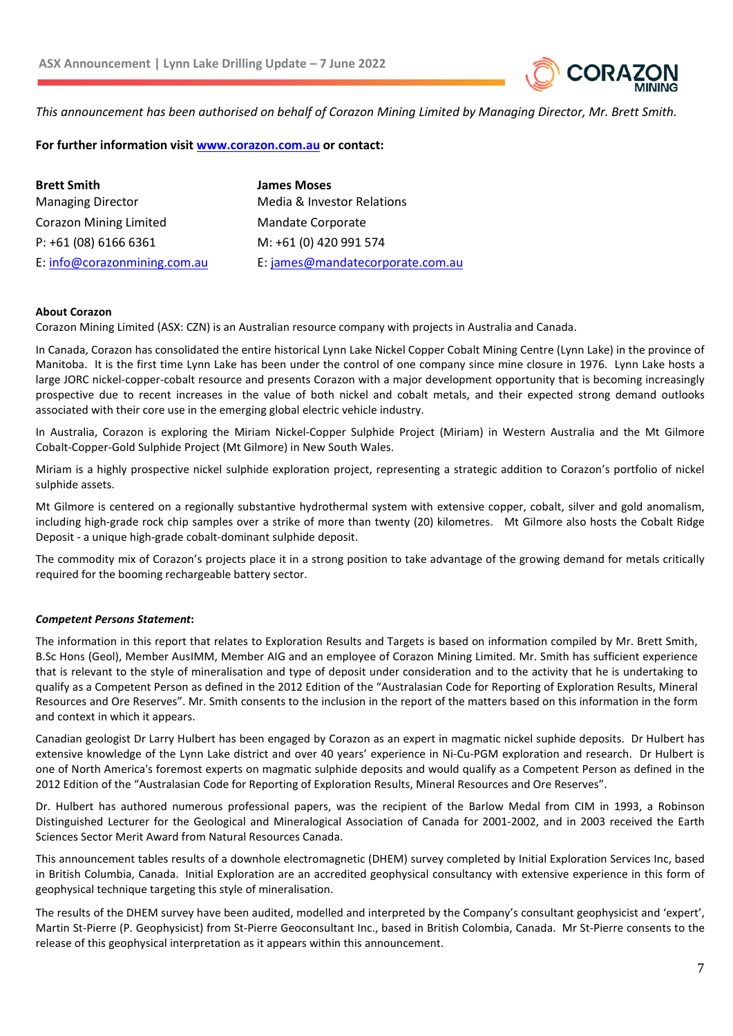*This announcement has been authorised on behalf of Corazon Mining Limited by Managing Director, Mr. Brett Smith.*

**For further information visit [www.corazon.com.au](www.corazon.com.au) or contact:**

| **Brett Smith** | **James Moses** |
|---|---|
| Managing Director | Media & Investor Relations |
| Corazon Mining Limited | Mandate Corporate |
| P: +61 (08) 6166 6361 | M: +61 (0) 420 991 574 |
| E: info@corazonmining.com.au | E: james@mandatecorporate.com.au |

**About Corazon**

Corazon Mining Limited (ASX: CZN) is an Australian resource company with projects in Australia and Canada.

In Canada, Corazon has consolidated the entire historical Lynn Lake Nickel Copper Cobalt Mining Centre (Lynn Lake) in the province of Manitoba. It is the first time Lynn Lake has been under the control of one company since mine closure in 1976. Lynn Lake hosts a large JORC nickel-copper-cobalt resource and presents Corazon with a major development opportunity that is becoming increasingly prospective due to recent increases in the value of both nickel and cobalt metals, and their expected strong demand outlooks associated with their core use in the emerging global electric vehicle industry.

In Australia, Corazon is exploring the Miriam Nickel-Copper Sulphide Project (Miriam) in Western Australia and the Mt Gilmore Cobalt-Copper-Gold Sulphide Project (Mt Gilmore) in New South Wales.

Miriam is a highly prospective nickel sulphide exploration project, representing a strategic addition to Corazon's portfolio of nickel sulphide assets.

Mt Gilmore is centered on a regionally substantive hydrothermal system with extensive copper, cobalt, silver and gold anomalism, including high-grade rock chip samples over a strike of more than twenty (20) kilometres. Mt Gilmore also hosts the Cobalt Ridge Deposit - a unique high-grade cobalt-dominant sulphide deposit.

The commodity mix of Corazon's projects place it in a strong position to take advantage of the growing demand for metals critically required for the booming rechargeable battery sector.

***Competent Persons Statement*:**

The information in this report that relates to Exploration Results and Targets is based on information compiled by Mr. Brett Smith, B.Sc Hons (Geol), Member AusIMM, Member AIG and an employee of Corazon Mining Limited. Mr. Smith has sufficient experience that is relevant to the style of mineralisation and type of deposit under consideration and to the activity that he is undertaking to qualify as a Competent Person as defined in the 2012 Edition of the "Australasian Code for Reporting of Exploration Results, Mineral Resources and Ore Reserves". Mr. Smith consents to the inclusion in the report of the matters based on this information in the form and context in which it appears.

Canadian geologist Dr Larry Hulbert has been engaged by Corazon as an expert in magmatic nickel suphide deposits. Dr Hulbert has extensive knowledge of the Lynn Lake district and over 40 years' experience in Ni-Cu-PGM exploration and research. Dr Hulbert is one of North America's foremost experts on magmatic sulphide deposits and would qualify as a Competent Person as defined in the 2012 Edition of the "Australasian Code for Reporting of Exploration Results, Mineral Resources and Ore Reserves".

Dr. Hulbert has authored numerous professional papers, was the recipient of the Barlow Medal from CIM in 1993, a Robinson Distinguished Lecturer for the Geological and Mineralogical Association of Canada for 2001-2002, and in 2003 received the Earth Sciences Sector Merit Award from Natural Resources Canada.

This announcement tables results of a downhole electromagnetic (DHEM) survey completed by Initial Exploration Services Inc, based in British Columbia, Canada. Initial Exploration are an accredited geophysical consultancy with extensive experience in this form of geophysical technique targeting this style of mineralisation.

The results of the DHEM survey have been audited, modelled and interpreted by the Company's consultant geophysicist and 'expert', Martin St-Pierre (P. Geophysicist) from St-Pierre Geoconsultant Inc., based in British Colombia, Canada. Mr St-Pierre consents to the release of this geophysical interpretation as it appears within this announcement.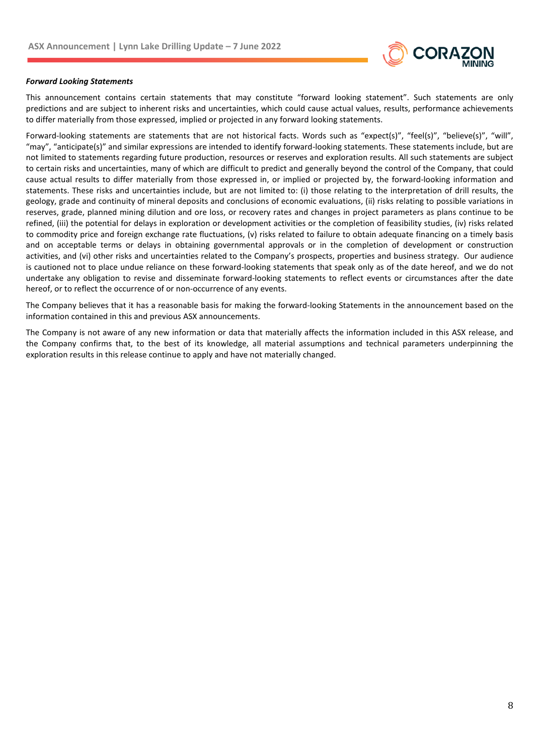***Forward Looking Statements***

This announcement contains certain statements that may constitute "forward looking statement". Such statements are only predictions and are subject to inherent risks and uncertainties, which could cause actual values, results, performance achievements to differ materially from those expressed, implied or projected in any forward looking statements.

Forward-looking statements are statements that are not historical facts. Words such as "expect(s)", "feel(s)", "believe(s)", "will", "may", "anticipate(s)" and similar expressions are intended to identify forward-looking statements. These statements include, but are not limited to statements regarding future production, resources or reserves and exploration results. All such statements are subject to certain risks and uncertainties, many of which are difficult to predict and generally beyond the control of the Company, that could cause actual results to differ materially from those expressed in, or implied or projected by, the forward-looking information and statements. These risks and uncertainties include, but are not limited to: (i) those relating to the interpretation of drill results, the geology, grade and continuity of mineral deposits and conclusions of economic evaluations, (ii) risks relating to possible variations in reserves, grade, planned mining dilution and ore loss, or recovery rates and changes in project parameters as plans continue to be refined, (iii) the potential for delays in exploration or development activities or the completion of feasibility studies, (iv) risks related to commodity price and foreign exchange rate fluctuations, (v) risks related to failure to obtain adequate financing on a timely basis and on acceptable terms or delays in obtaining governmental approvals or in the completion of development or construction activities, and (vi) other risks and uncertainties related to the Company's prospects, properties and business strategy. Our audience is cautioned not to place undue reliance on these forward-looking statements that speak only as of the date hereof, and we do not undertake any obligation to revise and disseminate forward-looking statements to reflect events or circumstances after the date hereof, or to reflect the occurrence of or non-occurrence of any events.

The Company believes that it has a reasonable basis for making the forward-looking Statements in the announcement based on the information contained in this and previous ASX announcements.

The Company is not aware of any new information or data that materially affects the information included in this ASX release, and the Company confirms that, to the best of its knowledge, all material assumptions and technical parameters underpinning the exploration results in this release continue to apply and have not materially changed.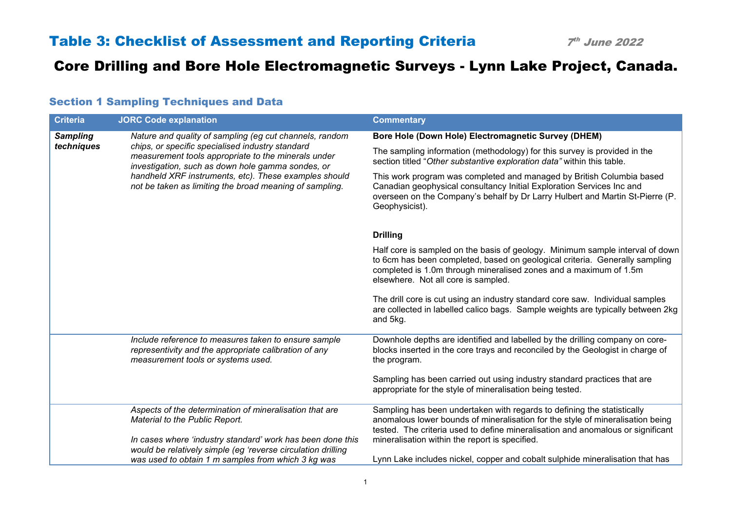# Table 3: Checklist of Assessment and Reporting Criteria

*7th June 2022*

## Core Drilling and Bore Hole Electromagnetic Surveys - Lynn Lake Project, Canada.

### Section 1 Sampling Techniques and Data

| Criteria | JORC Code explanation | Commentary |
|---|---|---|
| ***Sampling techniques*** | *Nature and quality of sampling (eg cut channels, random chips, or specific specialised industry standard measurement tools appropriate to the minerals under investigation, such as down hole gamma sondes, or handheld XRF instruments, etc). These examples should not be taken as limiting the broad meaning of sampling.* | **Bore Hole (Down Hole) Electromagnetic Survey (DHEM)**<br><br>The sampling information (methodology) for this survey is provided in the section titled "*Other substantive exploration data"* within this table.<br><br>This work program was completed and managed by British Columbia based Canadian geophysical consultancy Initial Exploration Services Inc and overseen on the Company's behalf by Dr Larry Hulbert and Martin St-Pierre (P. Geophysicist).<br><br>**Drilling**<br><br>Half core is sampled on the basis of geology. Minimum sample interval of down to 6cm has been completed, based on geological criteria. Generally sampling completed is 1.0m through mineralised zones and a maximum of 1.5m elsewhere. Not all core is sampled.<br><br>The drill core is cut using an industry standard core saw. Individual samples are collected in labelled calico bags. Sample weights are typically between 2kg and 5kg. |
| | *Include reference to measures taken to ensure sample representivity and the appropriate calibration of any measurement tools or systems used.* | Downhole depths are identified and labelled by the drilling company on core-blocks inserted in the core trays and reconciled by the Geologist in charge of the program.<br><br>Sampling has been carried out using industry standard practices that are appropriate for the style of mineralisation being tested. |
| | *Aspects of the determination of mineralisation that are Material to the Public Report.*<br><br>*In cases where 'industry standard' work has been done this would be relatively simple (eg 'reverse circulation drilling was used to obtain 1 m samples from which 3 kg was* | Sampling has been undertaken with regards to defining the statistically anomalous lower bounds of mineralisation for the style of mineralisation being tested. The criteria used to define mineralisation and anomalous or significant mineralisation within the report is specified.<br><br>Lynn Lake includes nickel, copper and cobalt sulphide mineralisation that has |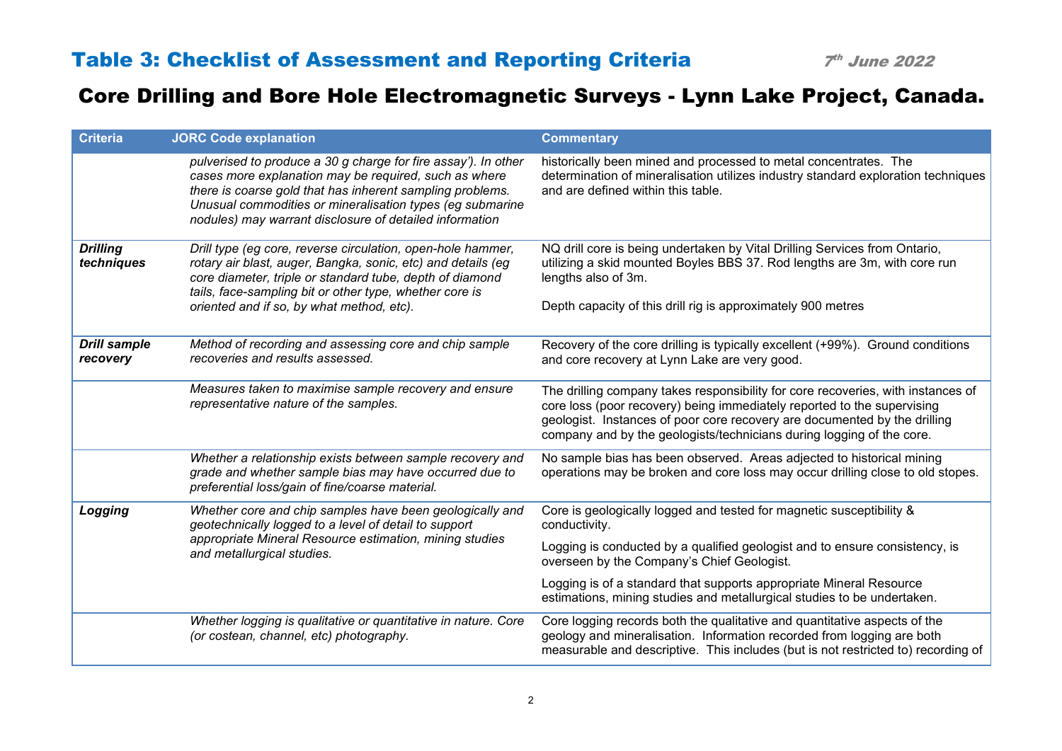# Table 3: Checklist of Assessment and Reporting Criteria

7th June 2022

## Core Drilling and Bore Hole Electromagnetic Surveys - Lynn Lake Project, Canada.

| Criteria | JORC Code explanation | Commentary |
|---|---|---|
| | *pulverised to produce a 30 g charge for fire assay'). In other cases more explanation may be required, such as where there is coarse gold that has inherent sampling problems. Unusual commodities or mineralisation types (eg submarine nodules) may warrant disclosure of detailed information* | historically been mined and processed to metal concentrates. The determination of mineralisation utilizes industry standard exploration techniques and are defined within this table. |
| ***Drilling techniques*** | *Drill type (eg core, reverse circulation, open-hole hammer, rotary air blast, auger, Bangka, sonic, etc) and details (eg core diameter, triple or standard tube, depth of diamond tails, face-sampling bit or other type, whether core is oriented and if so, by what method, etc).* | NQ drill core is being undertaken by Vital Drilling Services from Ontario, utilizing a skid mounted Boyles BBS 37. Rod lengths are 3m, with core run lengths also of 3m.<br><br>Depth capacity of this drill rig is approximately 900 metres |
| ***Drill sample recovery*** | *Method of recording and assessing core and chip sample recoveries and results assessed.* | Recovery of the core drilling is typically excellent (+99%). Ground conditions and core recovery at Lynn Lake are very good. |
| | *Measures taken to maximise sample recovery and ensure representative nature of the samples.* | The drilling company takes responsibility for core recoveries, with instances of core loss (poor recovery) being immediately reported to the supervising geologist. Instances of poor core recovery are documented by the drilling company and by the geologists/technicians during logging of the core. |
| | *Whether a relationship exists between sample recovery and grade and whether sample bias may have occurred due to preferential loss/gain of fine/coarse material.* | No sample bias has been observed. Areas adjected to historical mining operations may be broken and core loss may occur drilling close to old stopes. |
| ***Logging*** | *Whether core and chip samples have been geologically and geotechnically logged to a level of detail to support appropriate Mineral Resource estimation, mining studies and metallurgical studies.* | Core is geologically logged and tested for magnetic susceptibility & conductivity.<br><br>Logging is conducted by a qualified geologist and to ensure consistency, is overseen by the Company's Chief Geologist.<br><br>Logging is of a standard that supports appropriate Mineral Resource estimations, mining studies and metallurgical studies to be undertaken. |
| | *Whether logging is qualitative or quantitative in nature. Core (or costean, channel, etc) photography.* | Core logging records both the qualitative and quantitative aspects of the geology and mineralisation. Information recorded from logging are both measurable and descriptive. This includes (but is not restricted to) recording of |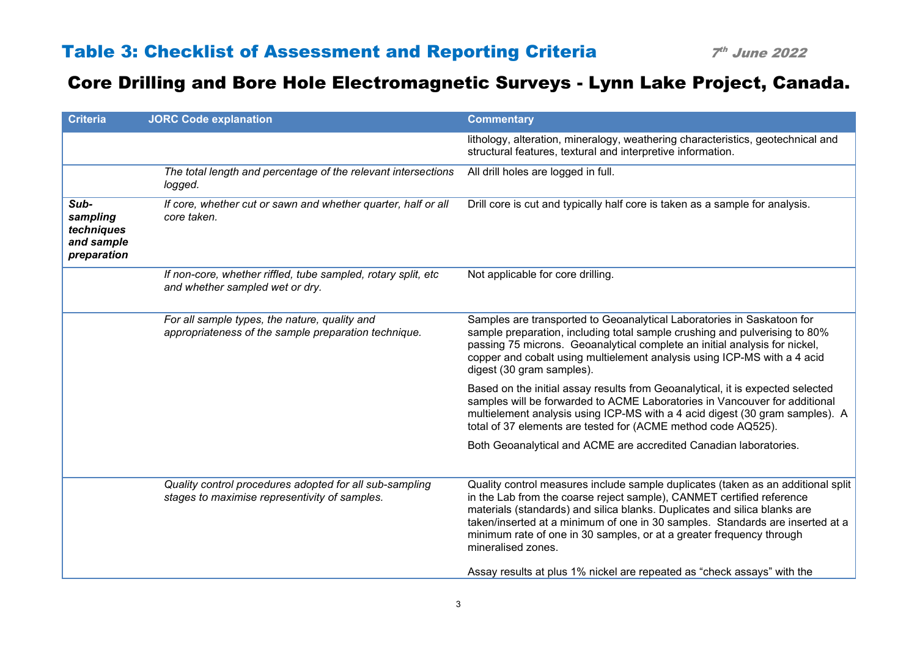## Table 3: Checklist of Assessment and Reporting Criteria

*7th June 2022*

# Core Drilling and Bore Hole Electromagnetic Surveys - Lynn Lake Project, Canada.

| Criteria | JORC Code explanation | Commentary |
|---|---|---|
| | | lithology, alteration, mineralogy, weathering characteristics, geotechnical and structural features, textural and interpretive information. |
| | *The total length and percentage of the relevant intersections logged.* | All drill holes are logged in full. |
| ***Sub-sampling techniques and sample preparation*** | *If core, whether cut or sawn and whether quarter, half or all core taken.* | Drill core is cut and typically half core is taken as a sample for analysis. |
| | *If non-core, whether riffled, tube sampled, rotary split, etc and whether sampled wet or dry.* | Not applicable for core drilling. |
| | *For all sample types, the nature, quality and appropriateness of the sample preparation technique.* | Samples are transported to Geoanalytical Laboratories in Saskatoon for sample preparation, including total sample crushing and pulverising to 80% passing 75 microns. Geoanalytical complete an initial analysis for nickel, copper and cobalt using multielement analysis using ICP-MS with a 4 acid digest (30 gram samples).<br><br>Based on the initial assay results from Geoanalytical, it is expected selected samples will be forwarded to ACME Laboratories in Vancouver for additional multielement analysis using ICP-MS with a 4 acid digest (30 gram samples). A total of 37 elements are tested for (ACME method code AQ525).<br><br>Both Geoanalytical and ACME are accredited Canadian laboratories. |
| | *Quality control procedures adopted for all sub-sampling stages to maximise representivity of samples.* | Quality control measures include sample duplicates (taken as an additional split in the Lab from the coarse reject sample), CANMET certified reference materials (standards) and silica blanks. Duplicates and silica blanks are taken/inserted at a minimum of one in 30 samples. Standards are inserted at a minimum rate of one in 30 samples, or at a greater frequency through mineralised zones.<br><br>Assay results at plus 1% nickel are repeated as "check assays" with the |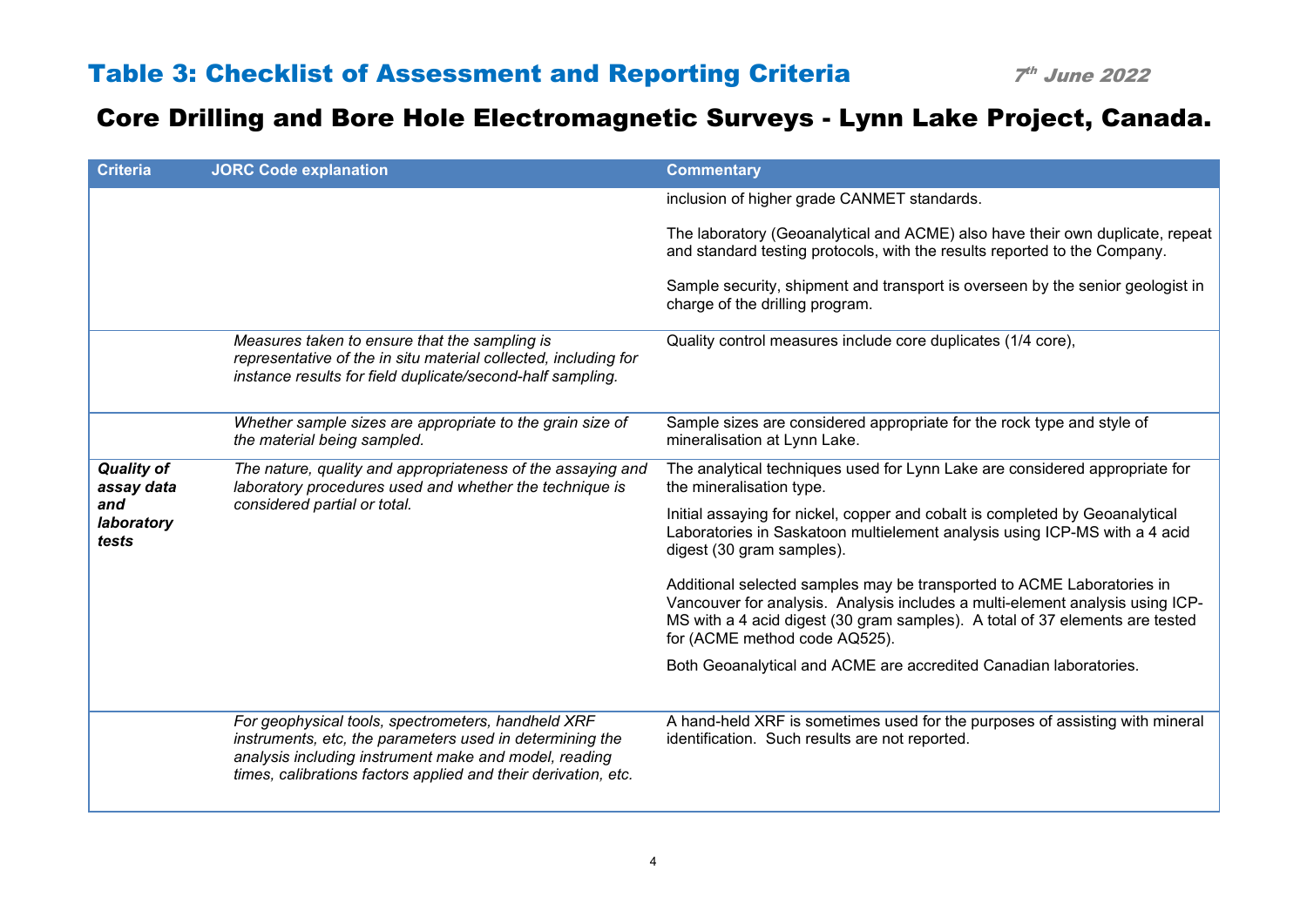# Table 3: Checklist of Assessment and Reporting Criteria

7th June 2022

## Core Drilling and Bore Hole Electromagnetic Surveys - Lynn Lake Project, Canada.

| Criteria | JORC Code explanation | Commentary |
|---|---|---|
| | | inclusion of higher grade CANMET standards.<br><br>The laboratory (Geoanalytical and ACME) also have their own duplicate, repeat and standard testing protocols, with the results reported to the Company.<br><br>Sample security, shipment and transport is overseen by the senior geologist in charge of the drilling program. |
| | *Measures taken to ensure that the sampling is representative of the in situ material collected, including for instance results for field duplicate/second-half sampling.* | Quality control measures include core duplicates (1/4 core), |
| | *Whether sample sizes are appropriate to the grain size of the material being sampled.* | Sample sizes are considered appropriate for the rock type and style of mineralisation at Lynn Lake. |
| ***Quality of assay data and laboratory tests*** | *The nature, quality and appropriateness of the assaying and laboratory procedures used and whether the technique is considered partial or total.* | The analytical techniques used for Lynn Lake are considered appropriate for the mineralisation type.<br><br>Initial assaying for nickel, copper and cobalt is completed by Geoanalytical Laboratories in Saskatoon multielement analysis using ICP-MS with a 4 acid digest (30 gram samples).<br><br>Additional selected samples may be transported to ACME Laboratories in Vancouver for analysis. Analysis includes a multi-element analysis using ICP-MS with a 4 acid digest (30 gram samples). A total of 37 elements are tested for (ACME method code AQ525).<br><br>Both Geoanalytical and ACME are accredited Canadian laboratories. |
| | *For geophysical tools, spectrometers, handheld XRF instruments, etc, the parameters used in determining the analysis including instrument make and model, reading times, calibrations factors applied and their derivation, etc.* | A hand-held XRF is sometimes used for the purposes of assisting with mineral identification. Such results are not reported. |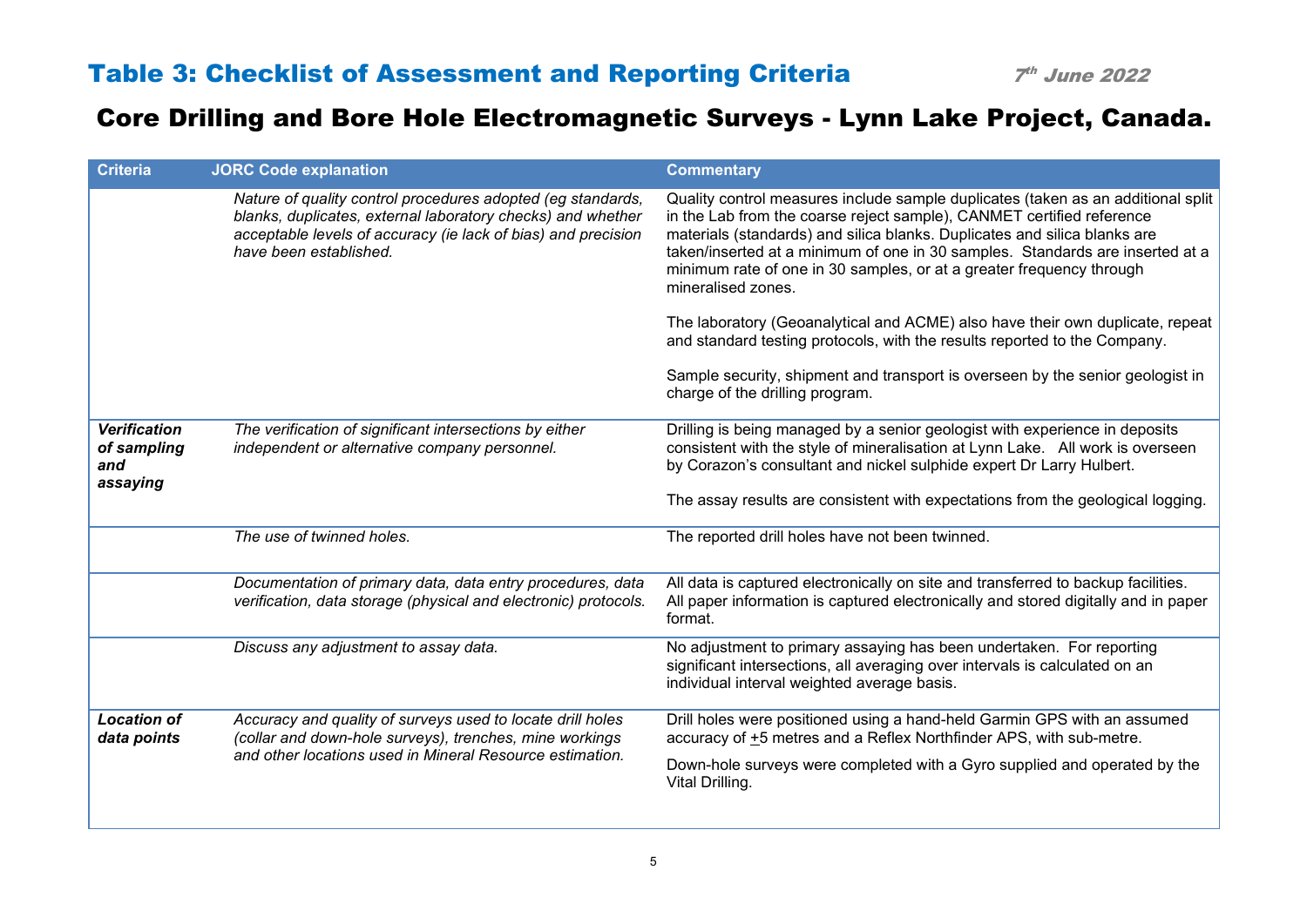# Table 3: Checklist of Assessment and Reporting Criteria

*7th June 2022*

## Core Drilling and Bore Hole Electromagnetic Surveys - Lynn Lake Project, Canada.

| Criteria | JORC Code explanation | Commentary |
|---|---|---|
| | *Nature of quality control procedures adopted (eg standards, blanks, duplicates, external laboratory checks) and whether acceptable levels of accuracy (ie lack of bias) and precision have been established.* | Quality control measures include sample duplicates (taken as an additional split in the Lab from the coarse reject sample), CANMET certified reference materials (standards) and silica blanks. Duplicates and silica blanks are taken/inserted at a minimum of one in 30 samples. Standards are inserted at a minimum rate of one in 30 samples, or at a greater frequency through mineralised zones.<br><br>The laboratory (Geoanalytical and ACME) also have their own duplicate, repeat and standard testing protocols, with the results reported to the Company.<br><br>Sample security, shipment and transport is overseen by the senior geologist in charge of the drilling program. |
| ***Verification of sampling and assaying*** | *The verification of significant intersections by either independent or alternative company personnel.* | Drilling is being managed by a senior geologist with experience in deposits consistent with the style of mineralisation at Lynn Lake. All work is overseen by Corazon's consultant and nickel sulphide expert Dr Larry Hulbert.<br><br>The assay results are consistent with expectations from the geological logging. |
| | *The use of twinned holes.* | The reported drill holes have not been twinned. |
| | *Documentation of primary data, data entry procedures, data verification, data storage (physical and electronic) protocols.* | All data is captured electronically on site and transferred to backup facilities. All paper information is captured electronically and stored digitally and in paper format. |
| | *Discuss any adjustment to assay data.* | No adjustment to primary assaying has been undertaken. For reporting significant intersections, all averaging over intervals is calculated on an individual interval weighted average basis. |
| ***Location of data points*** | *Accuracy and quality of surveys used to locate drill holes (collar and down-hole surveys), trenches, mine workings and other locations used in Mineral Resource estimation.* | Drill holes were positioned using a hand-held Garmin GPS with an assumed accuracy of ±5 metres and a Reflex Northfinder APS, with sub-metre.<br><br>Down-hole surveys were completed with a Gyro supplied and operated by the Vital Drilling. |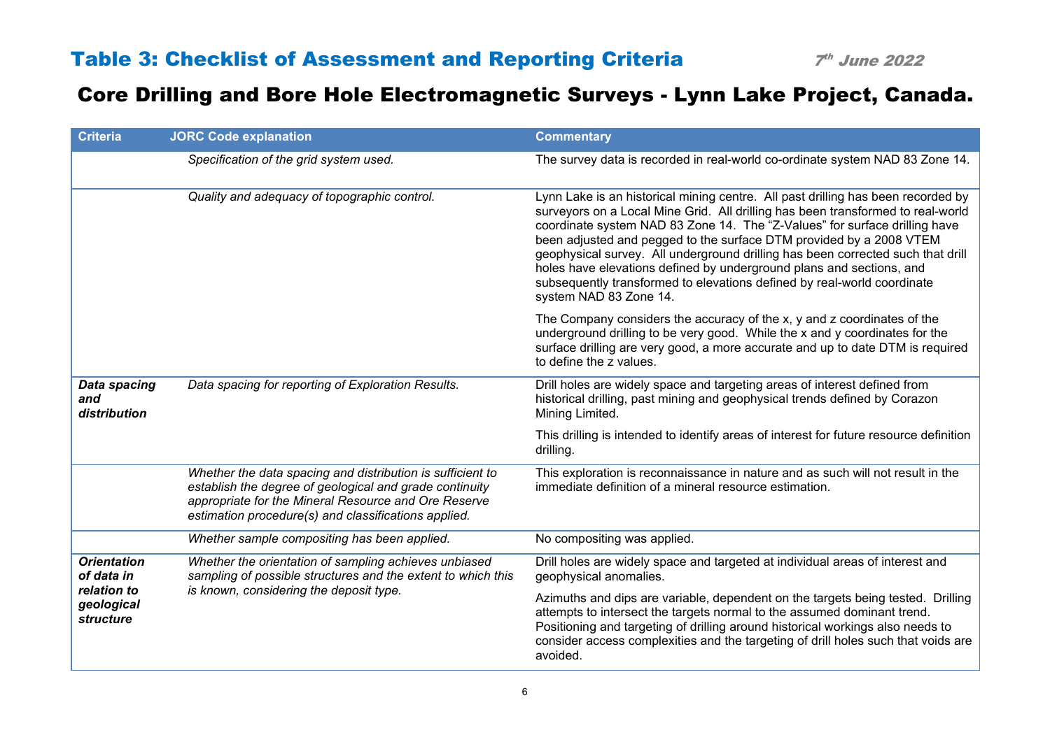## Table 3: Checklist of Assessment and Reporting Criteria

*7th June 2022*

# Core Drilling and Bore Hole Electromagnetic Surveys - Lynn Lake Project, Canada.

| Criteria | JORC Code explanation | Commentary |
|---|---|---|
| | *Specification of the grid system used.* | The survey data is recorded in real-world co-ordinate system NAD 83 Zone 14. |
| | *Quality and adequacy of topographic control.* | Lynn Lake is an historical mining centre. All past drilling has been recorded by surveyors on a Local Mine Grid. All drilling has been transformed to real-world coordinate system NAD 83 Zone 14. The "Z-Values" for surface drilling have been adjusted and pegged to the surface DTM provided by a 2008 VTEM geophysical survey. All underground drilling has been corrected such that drill holes have elevations defined by underground plans and sections, and subsequently transformed to elevations defined by real-world coordinate system NAD 83 Zone 14.<br><br>The Company considers the accuracy of the x, y and z coordinates of the underground drilling to be very good. While the x and y coordinates for the surface drilling are very good, a more accurate and up to date DTM is required to define the z values. |
| ***Data spacing and distribution*** | *Data spacing for reporting of Exploration Results.* | Drill holes are widely space and targeting areas of interest defined from historical drilling, past mining and geophysical trends defined by Corazon Mining Limited.<br><br>This drilling is intended to identify areas of interest for future resource definition drilling. |
| | *Whether the data spacing and distribution is sufficient to establish the degree of geological and grade continuity appropriate for the Mineral Resource and Ore Reserve estimation procedure(s) and classifications applied.* | This exploration is reconnaissance in nature and as such will not result in the immediate definition of a mineral resource estimation. |
| | *Whether sample compositing has been applied.* | No compositing was applied. |
| ***Orientation of data in relation to geological structure*** | *Whether the orientation of sampling achieves unbiased sampling of possible structures and the extent to which this is known, considering the deposit type.* | Drill holes are widely space and targeted at individual areas of interest and geophysical anomalies.<br><br>Azimuths and dips are variable, dependent on the targets being tested. Drilling attempts to intersect the targets normal to the assumed dominant trend. Positioning and targeting of drilling around historical workings also needs to consider access complexities and the targeting of drill holes such that voids are avoided. |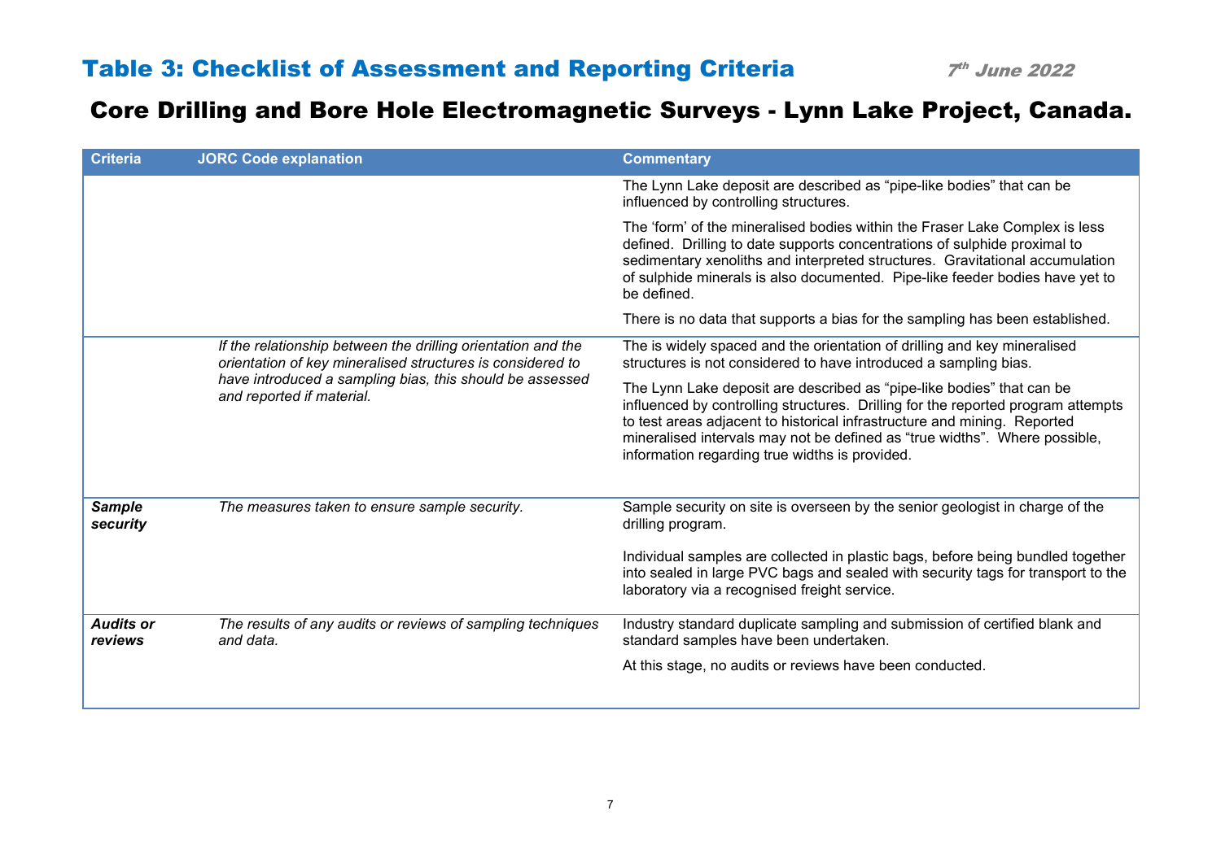## Table 3: Checklist of Assessment and Reporting Criteria

7th June 2022

# Core Drilling and Bore Hole Electromagnetic Surveys - Lynn Lake Project, Canada.

| Criteria | JORC Code explanation | Commentary |
|---|---|---|
| | | The Lynn Lake deposit are described as "pipe-like bodies" that can be influenced by controlling structures.<br><br>The 'form' of the mineralised bodies within the Fraser Lake Complex is less defined. Drilling to date supports concentrations of sulphide proximal to sedimentary xenoliths and interpreted structures. Gravitational accumulation of sulphide minerals is also documented. Pipe-like feeder bodies have yet to be defined.<br><br>There is no data that supports a bias for the sampling has been established. |
| | *If the relationship between the drilling orientation and the orientation of key mineralised structures is considered to have introduced a sampling bias, this should be assessed and reported if material.* | The is widely spaced and the orientation of drilling and key mineralised structures is not considered to have introduced a sampling bias.<br><br>The Lynn Lake deposit are described as "pipe-like bodies" that can be influenced by controlling structures. Drilling for the reported program attempts to test areas adjacent to historical infrastructure and mining. Reported mineralised intervals may not be defined as "true widths". Where possible, information regarding true widths is provided. |
| ***Sample security*** | *The measures taken to ensure sample security.* | Sample security on site is overseen by the senior geologist in charge of the drilling program.<br><br>Individual samples are collected in plastic bags, before being bundled together into sealed in large PVC bags and sealed with security tags for transport to the laboratory via a recognised freight service. |
| ***Audits or reviews*** | *The results of any audits or reviews of sampling techniques and data.* | Industry standard duplicate sampling and submission of certified blank and standard samples have been undertaken.<br><br>At this stage, no audits or reviews have been conducted. |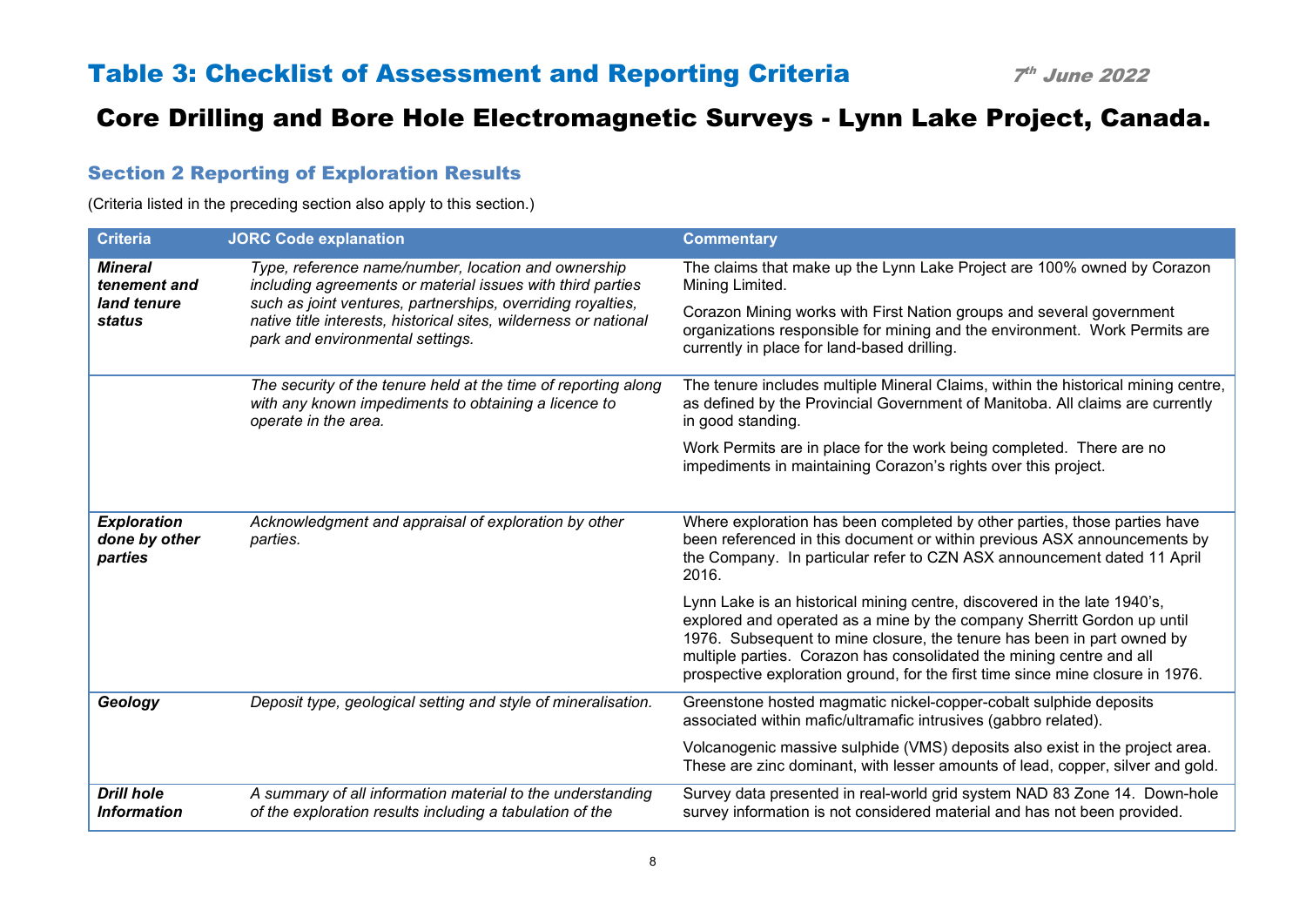# Table 3: Checklist of Assessment and Reporting Criteria

*7th June 2022*

# Core Drilling and Bore Hole Electromagnetic Surveys - Lynn Lake Project, Canada.

## Section 2 Reporting of Exploration Results

(Criteria listed in the preceding section also apply to this section.)

| Criteria | JORC Code explanation | Commentary |
|---|---|---|
| ***Mineral tenement and land tenure status*** | *Type, reference name/number, location and ownership including agreements or material issues with third parties such as joint ventures, partnerships, overriding royalties, native title interests, historical sites, wilderness or national park and environmental settings.* | The claims that make up the Lynn Lake Project are 100% owned by Corazon Mining Limited.<br><br>Corazon Mining works with First Nation groups and several government organizations responsible for mining and the environment. Work Permits are currently in place for land-based drilling. |
| | *The security of the tenure held at the time of reporting along with any known impediments to obtaining a licence to operate in the area.* | The tenure includes multiple Mineral Claims, within the historical mining centre, as defined by the Provincial Government of Manitoba. All claims are currently in good standing.<br><br>Work Permits are in place for the work being completed. There are no impediments in maintaining Corazon's rights over this project. |
| ***Exploration done by other parties*** | *Acknowledgment and appraisal of exploration by other parties.* | Where exploration has been completed by other parties, those parties have been referenced in this document or within previous ASX announcements by the Company. In particular refer to CZN ASX announcement dated 11 April 2016.<br><br>Lynn Lake is an historical mining centre, discovered in the late 1940's, explored and operated as a mine by the company Sherritt Gordon up until 1976. Subsequent to mine closure, the tenure has been in part owned by multiple parties. Corazon has consolidated the mining centre and all prospective exploration ground, for the first time since mine closure in 1976. |
| ***Geology*** | *Deposit type, geological setting and style of mineralisation.* | Greenstone hosted magmatic nickel-copper-cobalt sulphide deposits associated within mafic/ultramafic intrusives (gabbro related).<br><br>Volcanogenic massive sulphide (VMS) deposits also exist in the project area. These are zinc dominant, with lesser amounts of lead, copper, silver and gold. |
| ***Drill hole Information*** | *A summary of all information material to the understanding of the exploration results including a tabulation of the* | Survey data presented in real-world grid system NAD 83 Zone 14. Down-hole survey information is not considered material and has not been provided. |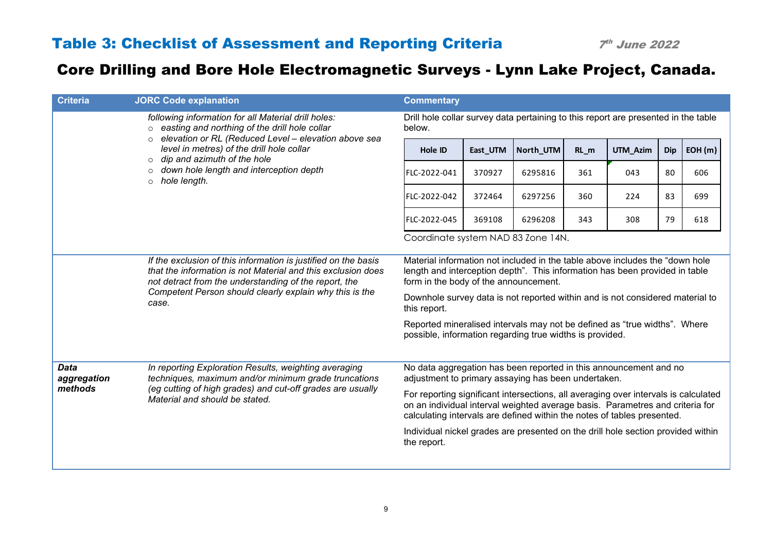# Table 3: Checklist of Assessment and Reporting Criteria

*7th June 2022*

# Core Drilling and Bore Hole Electromagnetic Surveys - Lynn Lake Project, Canada.

| Criteria | JORC Code explanation | Commentary |
|---|---|---|
| | *following information for all Material drill holes:*<br>○ *easting and northing of the drill hole collar*<br>○ *elevation or RL (Reduced Level – elevation above sea level in metres) of the drill hole collar*<br>○ *dip and azimuth of the hole*<br>○ *down hole length and interception depth*<br>○ *hole length.* | Drill hole collar survey data pertaining to this report are presented in the table below.<br><br>(see collar table below)<br><br>Coordinate system NAD 83 Zone 14N. |
| | *If the exclusion of this information is justified on the basis that the information is not Material and this exclusion does not detract from the understanding of the report, the Competent Person should clearly explain why this is the case.* | Material information not included in the table above includes the "down hole length and interception depth". This information has been provided in table form in the body of the announcement.<br><br>Downhole survey data is not reported within and is not considered material to this report.<br><br>Reported mineralised intervals may not be defined as "true widths". Where possible, information regarding true widths is provided. |
| ***Data aggregation methods*** | *In reporting Exploration Results, weighting averaging techniques, maximum and/or minimum grade truncations (eg cutting of high grades) and cut-off grades are usually Material and should be stated.* | No data aggregation has been reported in this announcement and no adjustment to primary assaying has been undertaken.<br><br>For reporting significant intersections, all averaging over intervals is calculated on an individual interval weighted average basis. Parametres and criteria for calculating intervals are defined within the notes of tables presented.<br><br>Individual nickel grades are presented on the drill hole section provided within the report. |

| Hole ID | East_UTM | North_UTM | RL_m | UTM_Azim | Dip | EOH (m) |
|---|---|---|---|---|---|---|
| FLC-2022-041 | 370927 | 6295816 | 361 | 043 | 80 | 606 |
| FLC-2022-042 | 372464 | 6297256 | 360 | 224 | 83 | 699 |
| FLC-2022-045 | 369108 | 6296208 | 343 | 308 | 79 | 618 |

Coordinate system NAD 83 Zone 14N.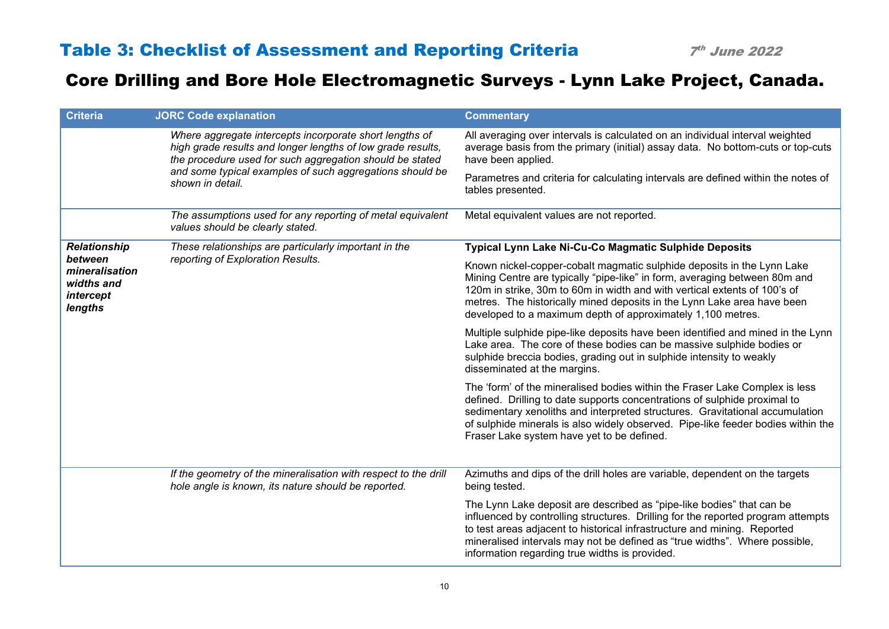# Table 3: Checklist of Assessment and Reporting Criteria

*7th June 2022*

## Core Drilling and Bore Hole Electromagnetic Surveys - Lynn Lake Project, Canada.

| Criteria | JORC Code explanation | Commentary |
|---|---|---|
| | *Where aggregate intercepts incorporate short lengths of high grade results and longer lengths of low grade results, the procedure used for such aggregation should be stated and some typical examples of such aggregations should be shown in detail.* | All averaging over intervals is calculated on an individual interval weighted average basis from the primary (initial) assay data. No bottom-cuts or top-cuts have been applied.<br><br>Parametres and criteria for calculating intervals are defined within the notes of tables presented. |
| | *The assumptions used for any reporting of metal equivalent values should be clearly stated.* | Metal equivalent values are not reported. |
| ***Relationship between mineralisation widths and intercept lengths*** | *These relationships are particularly important in the reporting of Exploration Results.* | **Typical Lynn Lake Ni-Cu-Co Magmatic Sulphide Deposits**<br><br>Known nickel-copper-cobalt magmatic sulphide deposits in the Lynn Lake Mining Centre are typically "pipe-like" in form, averaging between 80m and 120m in strike, 30m to 60m in width and with vertical extents of 100's of metres. The historically mined deposits in the Lynn Lake area have been developed to a maximum depth of approximately 1,100 metres.<br><br>Multiple sulphide pipe-like deposits have been identified and mined in the Lynn Lake area. The core of these bodies can be massive sulphide bodies or sulphide breccia bodies, grading out in sulphide intensity to weakly disseminated at the margins.<br><br>The 'form' of the mineralised bodies within the Fraser Lake Complex is less defined. Drilling to date supports concentrations of sulphide proximal to sedimentary xenoliths and interpreted structures. Gravitational accumulation of sulphide minerals is also widely observed. Pipe-like feeder bodies within the Fraser Lake system have yet to be defined. |
| | *If the geometry of the mineralisation with respect to the drill hole angle is known, its nature should be reported.* | Azimuths and dips of the drill holes are variable, dependent on the targets being tested.<br><br>The Lynn Lake deposit are described as "pipe-like bodies" that can be influenced by controlling structures. Drilling for the reported program attempts to test areas adjacent to historical infrastructure and mining. Reported mineralised intervals may not be defined as "true widths". Where possible, information regarding true widths is provided. |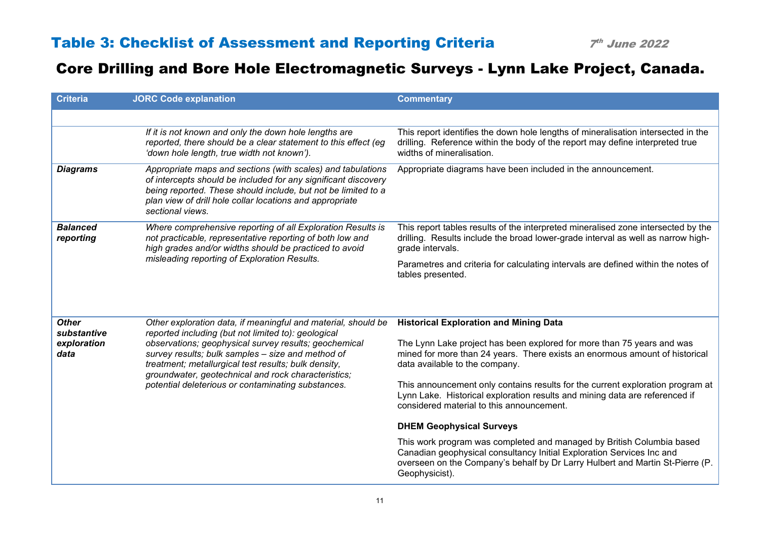# Table 3: Checklist of Assessment and Reporting Criteria

*7th June 2022*

## Core Drilling and Bore Hole Electromagnetic Surveys - Lynn Lake Project, Canada.

| Criteria | JORC Code explanation | Commentary |
|---|---|---|
| | | |
| | *If it is not known and only the down hole lengths are reported, there should be a clear statement to this effect (eg 'down hole length, true width not known').* | This report identifies the down hole lengths of mineralisation intersected in the drilling. Reference within the body of the report may define interpreted true widths of mineralisation. |
| ***Diagrams*** | *Appropriate maps and sections (with scales) and tabulations of intercepts should be included for any significant discovery being reported. These should include, but not be limited to a plan view of drill hole collar locations and appropriate sectional views.* | Appropriate diagrams have been included in the announcement. |
| ***Balanced reporting*** | *Where comprehensive reporting of all Exploration Results is not practicable, representative reporting of both low and high grades and/or widths should be practiced to avoid misleading reporting of Exploration Results.* | This report tables results of the interpreted mineralised zone intersected by the drilling. Results include the broad lower-grade interval as well as narrow high-grade intervals.<br><br>Parametres and criteria for calculating intervals are defined within the notes of tables presented. |
| ***Other substantive exploration data*** | *Other exploration data, if meaningful and material, should be reported including (but not limited to): geological observations; geophysical survey results; geochemical survey results; bulk samples – size and method of treatment; metallurgical test results; bulk density, groundwater, geotechnical and rock characteristics; potential deleterious or contaminating substances.* | **Historical Exploration and Mining Data**<br><br>The Lynn Lake project has been explored for more than 75 years and was mined for more than 24 years. There exists an enormous amount of historical data available to the company.<br><br>This announcement only contains results for the current exploration program at Lynn Lake. Historical exploration results and mining data are referenced if considered material to this announcement.<br><br>**DHEM Geophysical Surveys**<br><br>This work program was completed and managed by British Columbia based Canadian geophysical consultancy Initial Exploration Services Inc and overseen on the Company's behalf by Dr Larry Hulbert and Martin St-Pierre (P. Geophysicist). |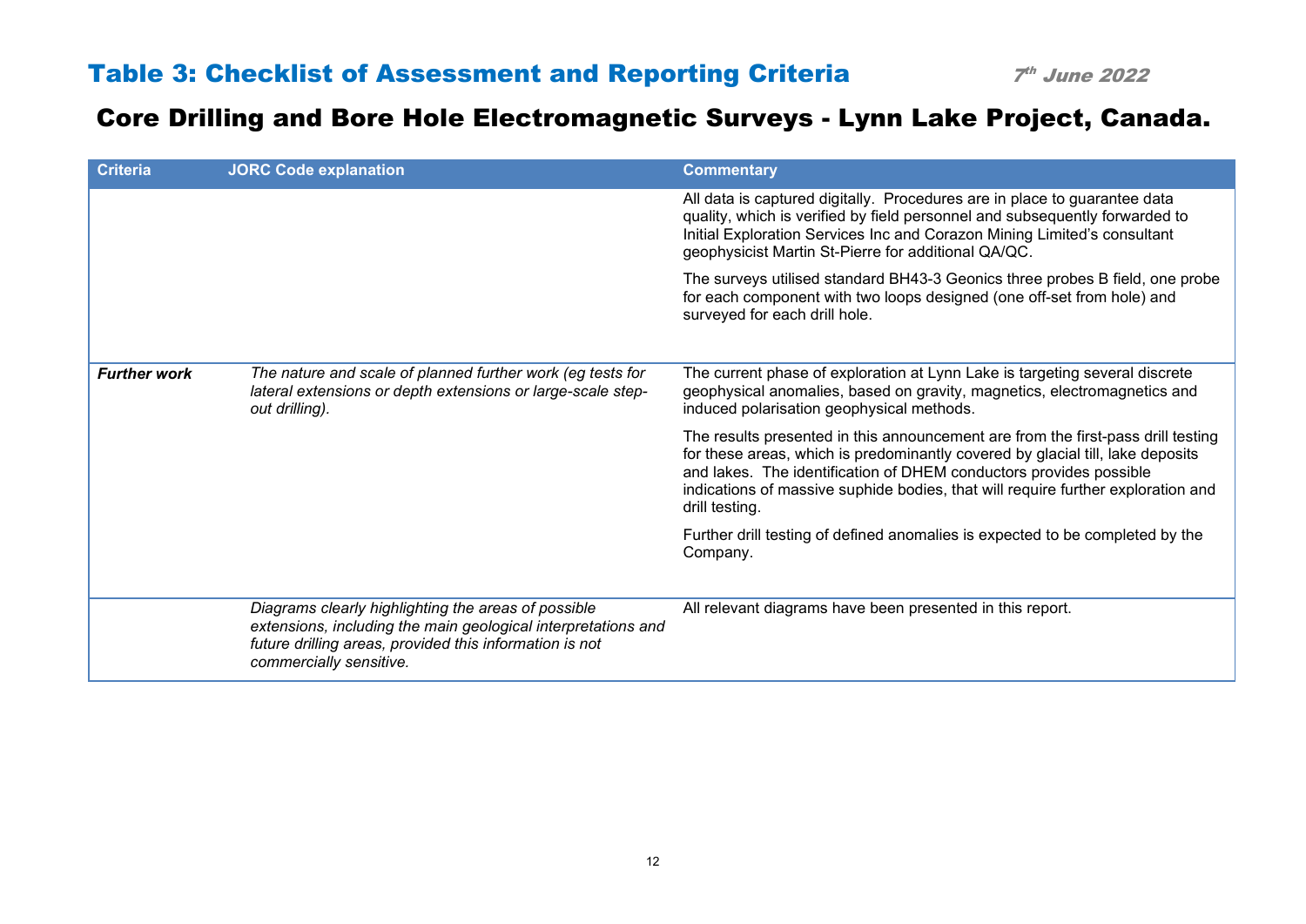# Table 3: Checklist of Assessment and Reporting Criteria

*7th June 2022*

## Core Drilling and Bore Hole Electromagnetic Surveys - Lynn Lake Project, Canada.

| Criteria | JORC Code explanation | Commentary |
|---|---|---|
| | | All data is captured digitally. Procedures are in place to guarantee data quality, which is verified by field personnel and subsequently forwarded to Initial Exploration Services Inc and Corazon Mining Limited's consultant geophysicist Martin St-Pierre for additional QA/QC.<br><br>The surveys utilised standard BH43-3 Geonics three probes B field, one probe for each component with two loops designed (one off-set from hole) and surveyed for each drill hole. |
| ***Further work*** | *The nature and scale of planned further work (eg tests for lateral extensions or depth extensions or large-scale step-out drilling).* | The current phase of exploration at Lynn Lake is targeting several discrete geophysical anomalies, based on gravity, magnetics, electromagnetics and induced polarisation geophysical methods.<br><br>The results presented in this announcement are from the first-pass drill testing for these areas, which is predominantly covered by glacial till, lake deposits and lakes. The identification of DHEM conductors provides possible indications of massive suphide bodies, that will require further exploration and drill testing.<br><br>Further drill testing of defined anomalies is expected to be completed by the Company. |
| | *Diagrams clearly highlighting the areas of possible extensions, including the main geological interpretations and future drilling areas, provided this information is not commercially sensitive.* | All relevant diagrams have been presented in this report. |